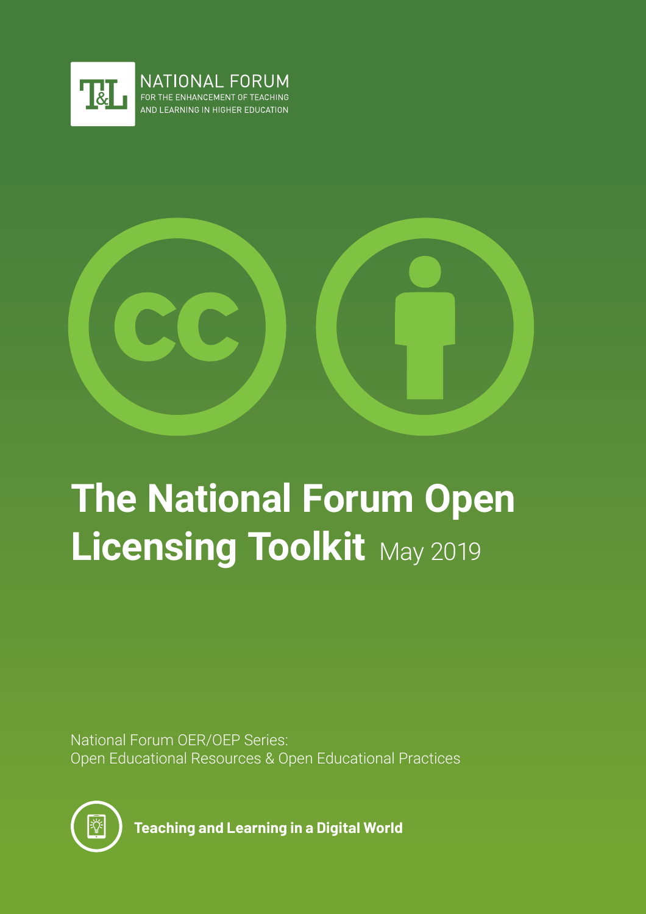NATIONAL FORUM
FOR THE ENHANCEMENT OF TEACHING AND LEARNING IN HIGHER EDUCATION

# The National Forum Open Licensing Toolkit May 2019

National Forum OER/OEP Series:
Open Educational Resources & Open Educational Practices

**Teaching and Learning in a Digital World**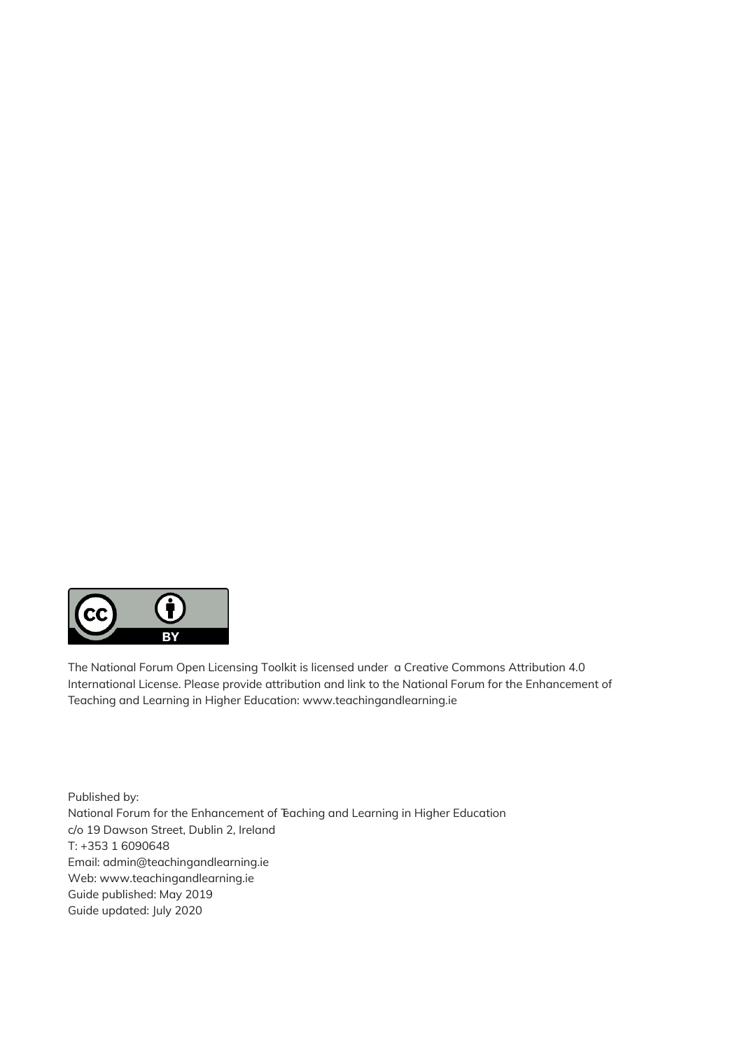The National Forum Open Licensing Toolkit is licensed under a Creative Commons Attribution 4.0 International License. Please provide attribution and link to the National Forum for the Enhancement of Teaching and Learning in Higher Education: www.teachingandlearning.ie

Published by:
National Forum for the Enhancement of Teaching and Learning in Higher Education
c/o 19 Dawson Street, Dublin 2, Ireland
T: +353 1 6090648
Email: admin@teachingandlearning.ie
Web: www.teachingandlearning.ie
Guide published: May 2019
Guide updated: July 2020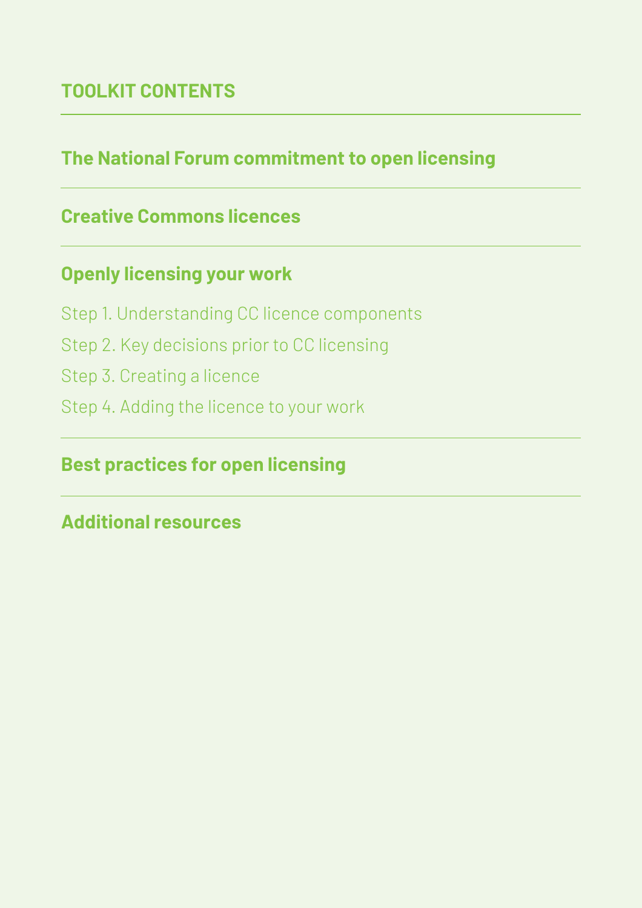## TOOLKIT CONTENTS

### The National Forum commitment to open licensing

### Creative Commons licences

### Openly licensing your work

- Step 1. Understanding CC licence components
- Step 2. Key decisions prior to CC licensing
- Step 3. Creating a licence
- Step 4. Adding the licence to your work

### Best practices for open licensing

### Additional resources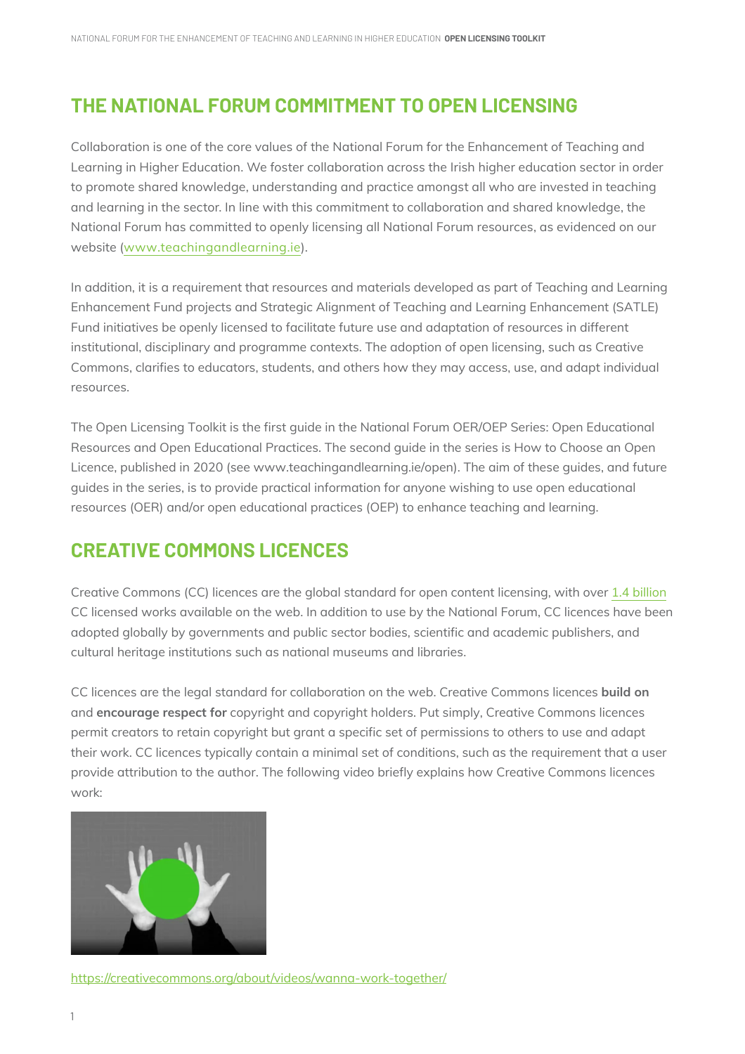## THE NATIONAL FORUM COMMITMENT TO OPEN LICENSING

Collaboration is one of the core values of the National Forum for the Enhancement of Teaching and Learning in Higher Education. We foster collaboration across the Irish higher education sector in order to promote shared knowledge, understanding and practice amongst all who are invested in teaching and learning in the sector. In line with this commitment to collaboration and shared knowledge, the National Forum has committed to openly licensing all National Forum resources, as evidenced on our website (www.teachingandlearning.ie).

In addition, it is a requirement that resources and materials developed as part of Teaching and Learning Enhancement Fund projects and Strategic Alignment of Teaching and Learning Enhancement (SATLE) Fund initiatives be openly licensed to facilitate future use and adaptation of resources in different institutional, disciplinary and programme contexts. The adoption of open licensing, such as Creative Commons, clarifies to educators, students, and others how they may access, use, and adapt individual resources.

The Open Licensing Toolkit is the first guide in the National Forum OER/OEP Series: Open Educational Resources and Open Educational Practices. The second guide in the series is How to Choose an Open Licence, published in 2020 (see www.teachingandlearning.ie/open). The aim of these guides, and future guides in the series, is to provide practical information for anyone wishing to use open educational resources (OER) and/or open educational practices (OEP) to enhance teaching and learning.

## CREATIVE COMMONS LICENCES

Creative Commons (CC) licences are the global standard for open content licensing, with over 1.4 billion CC licensed works available on the web. In addition to use by the National Forum, CC licences have been adopted globally by governments and public sector bodies, scientific and academic publishers, and cultural heritage institutions such as national museums and libraries.

CC licences are the legal standard for collaboration on the web. Creative Commons licences **build on** and **encourage respect for** copyright and copyright holders. Put simply, Creative Commons licences permit creators to retain copyright but grant a specific set of permissions to others to use and adapt their work. CC licences typically contain a minimal set of conditions, such as the requirement that a user provide attribution to the author. The following video briefly explains how Creative Commons licences work:

https://creativecommons.org/about/videos/wanna-work-together/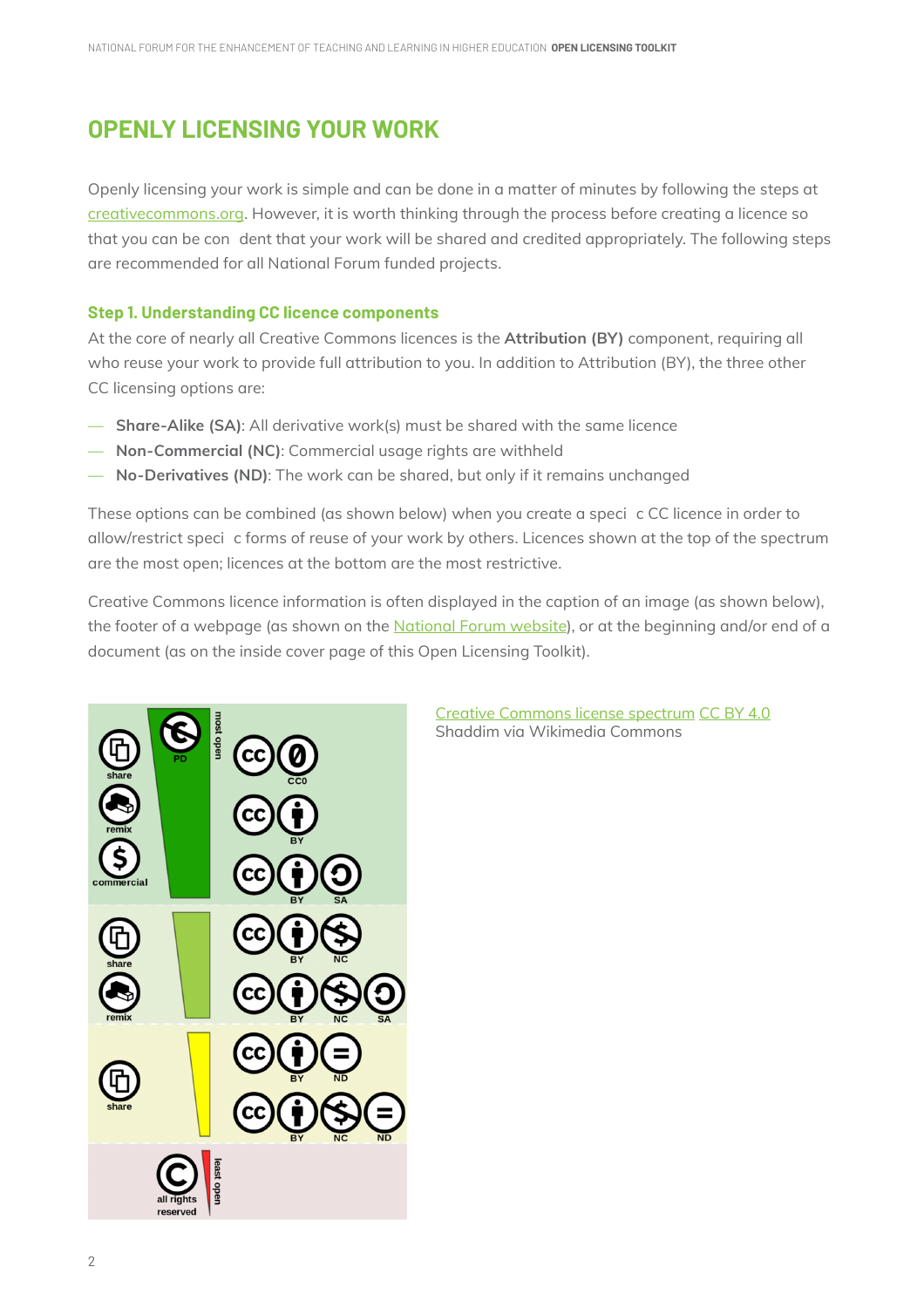## OPENLY LICENSING YOUR WORK

Openly licensing your work is simple and can be done in a matter of minutes by following the steps at creativecommons.org. However, it is worth thinking through the process before creating a licence so that you can be con dent that your work will be shared and credited appropriately. The following steps are recommended for all National Forum funded projects.

### Step 1. Understanding CC licence components

At the core of nearly all Creative Commons licences is the **Attribution (BY)** component, requiring all who reuse your work to provide full attribution to you. In addition to Attribution (BY), the three other CC licensing options are:

- **Share-Alike (SA)**: All derivative work(s) must be shared with the same licence
- **Non-Commercial (NC)**: Commercial usage rights are withheld
- **No-Derivatives (ND)**: The work can be shared, but only if it remains unchanged

These options can be combined (as shown below) when you create a speci c CC licence in order to allow/restrict speci c forms of reuse of your work by others. Licences shown at the top of the spectrum are the most open; licences at the bottom are the most restrictive.

Creative Commons licence information is often displayed in the caption of an image (as shown below), the footer of a webpage (as shown on the National Forum website), or at the beginning and/or end of a document (as on the inside cover page of this Open Licensing Toolkit).

Creative Commons license spectrum CC BY 4.0
Shaddim via Wikimedia Commons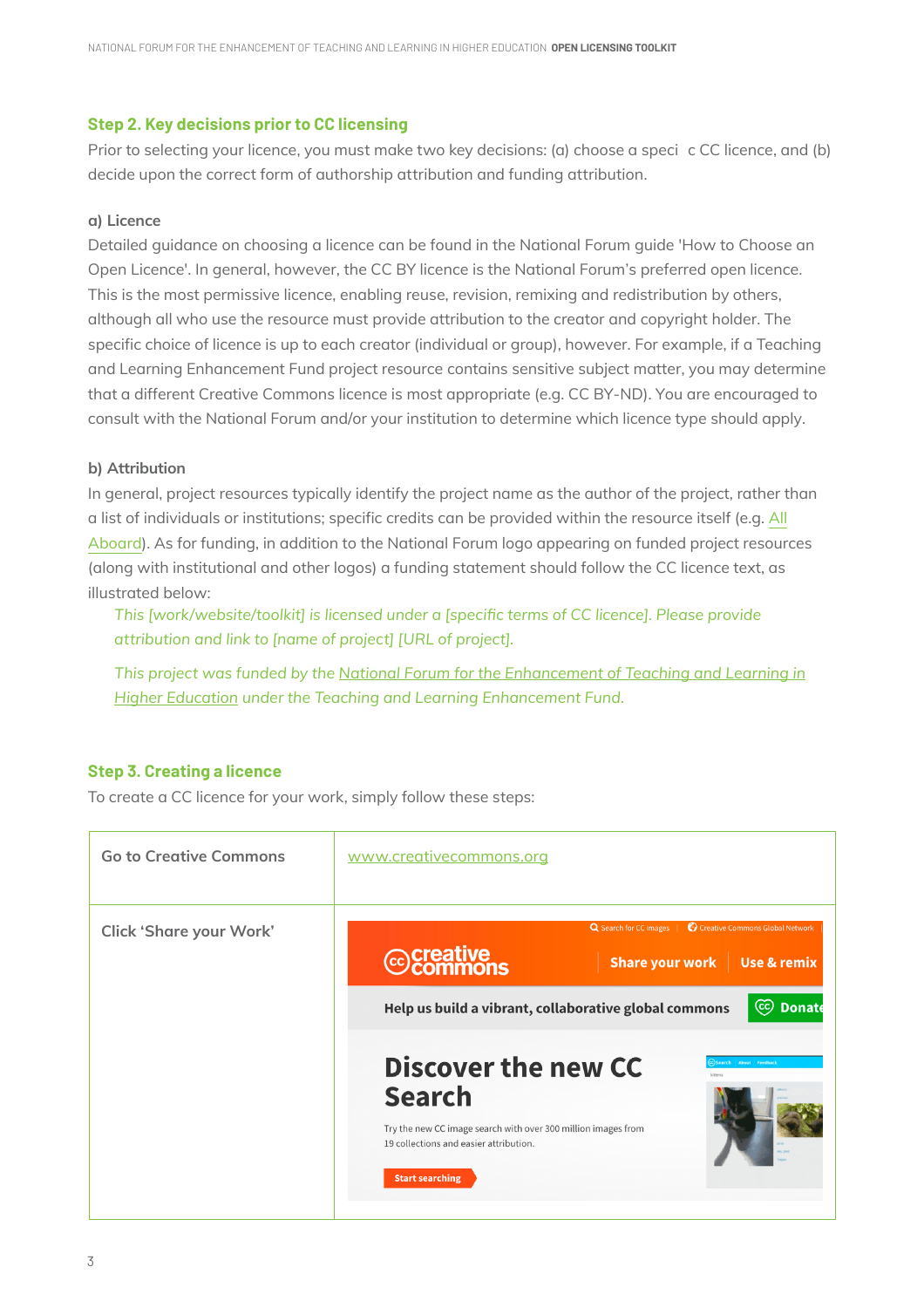## Step 2. Key decisions prior to CC licensing

Prior to selecting your licence, you must make two key decisions: (a) choose a speci c CC licence, and (b) decide upon the correct form of authorship attribution and funding attribution.

### a) Licence

Detailed guidance on choosing a licence can be found in the National Forum guide 'How to Choose an Open Licence'. In general, however, the CC BY licence is the National Forum's preferred open licence. This is the most permissive licence, enabling reuse, revision, remixing and redistribution by others, although all who use the resource must provide attribution to the creator and copyright holder. The specific choice of licence is up to each creator (individual or group), however. For example, if a Teaching and Learning Enhancement Fund project resource contains sensitive subject matter, you may determine that a different Creative Commons licence is most appropriate (e.g. CC BY-ND). You are encouraged to consult with the National Forum and/or your institution to determine which licence type should apply.

### b) Attribution

In general, project resources typically identify the project name as the author of the project, rather than a list of individuals or institutions; specific credits can be provided within the resource itself (e.g. All Aboard). As for funding, in addition to the National Forum logo appearing on funded project resources (along with institutional and other logos) a funding statement should follow the CC licence text, as illustrated below:

> *This [work/website/toolkit] is licensed under a [specific terms of CC licence]. Please provide attribution and link to [name of project] [URL of project].*
>
> *This project was funded by the National Forum for the Enhancement of Teaching and Learning in Higher Education under the Teaching and Learning Enhancement Fund.*

## Step 3. Creating a licence

To create a CC licence for your work, simply follow these steps:

| | |
|---|---|
| Go to Creative Commons | www.creativecommons.org |
| Click 'Share your Work' | |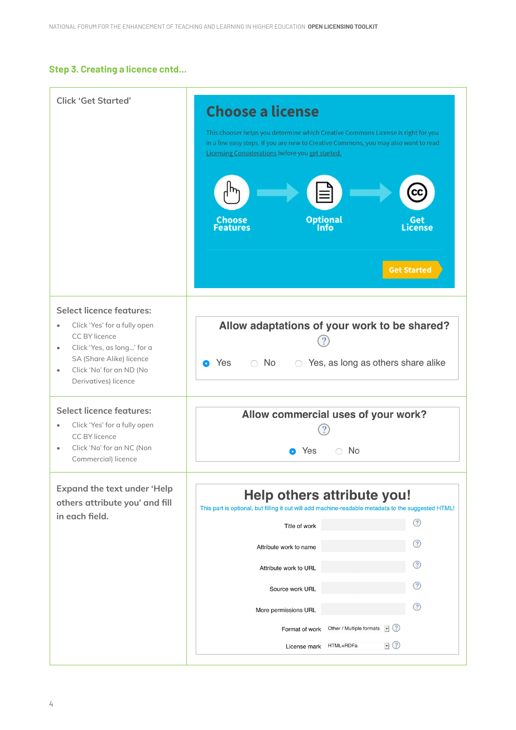### Step 3. Creating a licence cntd...

| | |
|---|---|
| Click 'Get Started' | **Choose a license**<br>This chooser helps you determine which Creative Commons License is right for you in a few easy steps. If you are new to Creative Commons, you may also want to read Licensing Considerations before you get started.<br>Choose Features → Optional Info → Get License<br>Get Started |
| **Select licence features:**<br>• Click 'Yes' for a fully open CC BY licence<br>• Click 'Yes, as long...' for a SA (Share Alike) licence<br>• Click 'No' for an ND (No Derivatives) licence | **Allow adaptations of your work to be shared?**<br>Yes / No / Yes, as long as others share alike |
| **Select licence features:**<br>• Click 'Yes' for a fully open CC BY licence<br>• Click 'No' for an NC (Non Commercial) licence | **Allow commercial uses of your work?**<br>Yes / No |
| Expand the text under 'Help others attribute you' and fill in each field. | **Help others attribute you!**<br>This part is optional, but filling it out will add machine-readable metadata to the suggested HTML!<br>Title of work<br>Attribute work to name<br>Attribute work to URL<br>Source work URL<br>More permissions URL<br>Format of work: Other / Multiple formats<br>License mark: HTML+RDFa |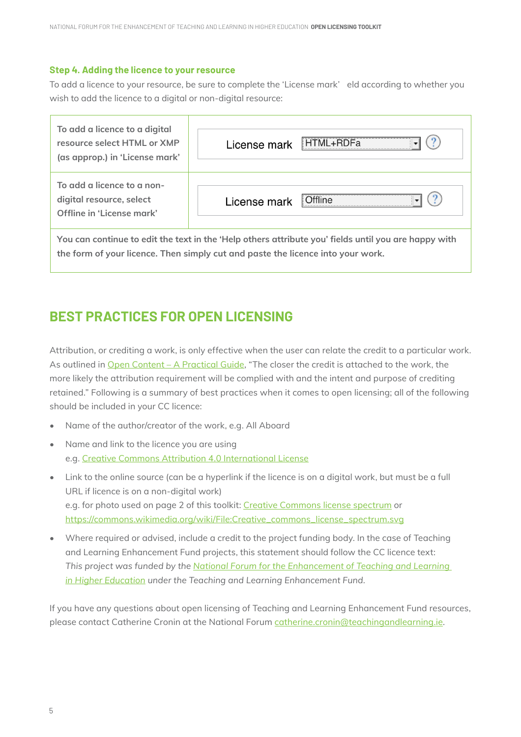### Step 4. Adding the licence to your resource

To add a licence to your resource, be sure to complete the 'License mark' eld according to whether you wish to add the licence to a digital or non-digital resource:

| | |
|---|---|
| **To add a licence to a digital resource select HTML or XMP (as approp.) in 'License mark'** | License mark HTML+RDFa |
| **To add a licence to a non-digital resource, select Offline in 'License mark'** | License mark Offline |
| **You can continue to edit the text in the 'Help others attribute you' fields until you are happy with the form of your licence. Then simply cut and paste the licence into your work.** | |

## BEST PRACTICES FOR OPEN LICENSING

Attribution, or crediting a work, is only effective when the user can relate the credit to a particular work. As outlined in Open Content – A Practical Guide, "The closer the credit is attached to the work, the more likely the attribution requirement will be complied with and the intent and purpose of crediting retained." Following is a summary of best practices when it comes to open licensing; all of the following should be included in your CC licence:

- Name of the author/creator of the work, e.g. All Aboard
- Name and link to the licence you are using
  e.g. Creative Commons Attribution 4.0 International License
- Link to the online source (can be a hyperlink if the licence is on a digital work, but must be a full URL if licence is on a non-digital work)
  e.g. for photo used on page 2 of this toolkit: Creative Commons license spectrum or https://commons.wikimedia.org/wiki/File:Creative_commons_license_spectrum.svg
- Where required or advised, include a credit to the project funding body. In the case of Teaching and Learning Enhancement Fund projects, this statement should follow the CC licence text:
  *This project was funded by the National Forum for the Enhancement of Teaching and Learning in Higher Education under the Teaching and Learning Enhancement Fund.*

If you have any questions about open licensing of Teaching and Learning Enhancement Fund resources, please contact Catherine Cronin at the National Forum catherine.cronin@teachingandlearning.ie.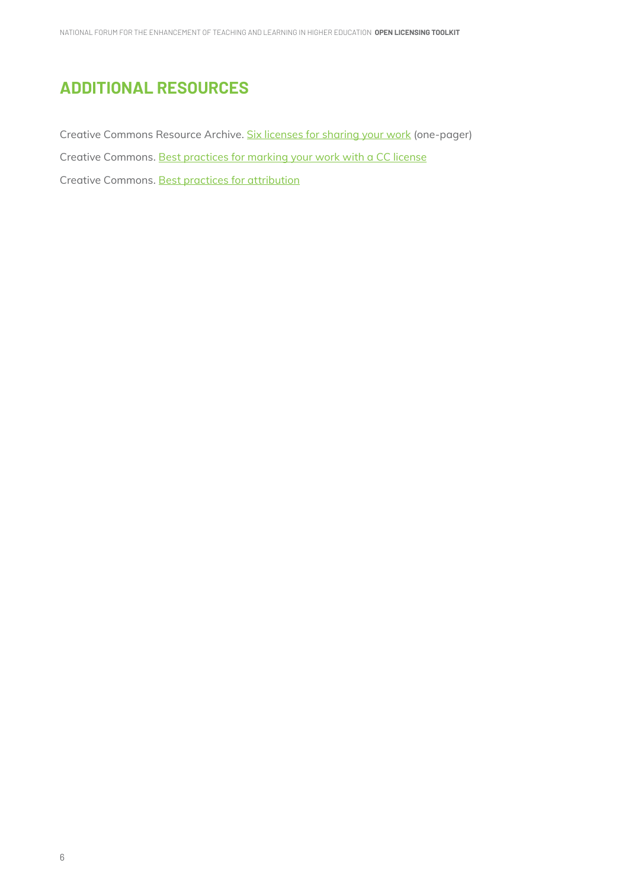## ADDITIONAL RESOURCES

Creative Commons Resource Archive. Six licenses for sharing your work (one-pager)

Creative Commons. Best practices for marking your work with a CC license

Creative Commons. Best practices for attribution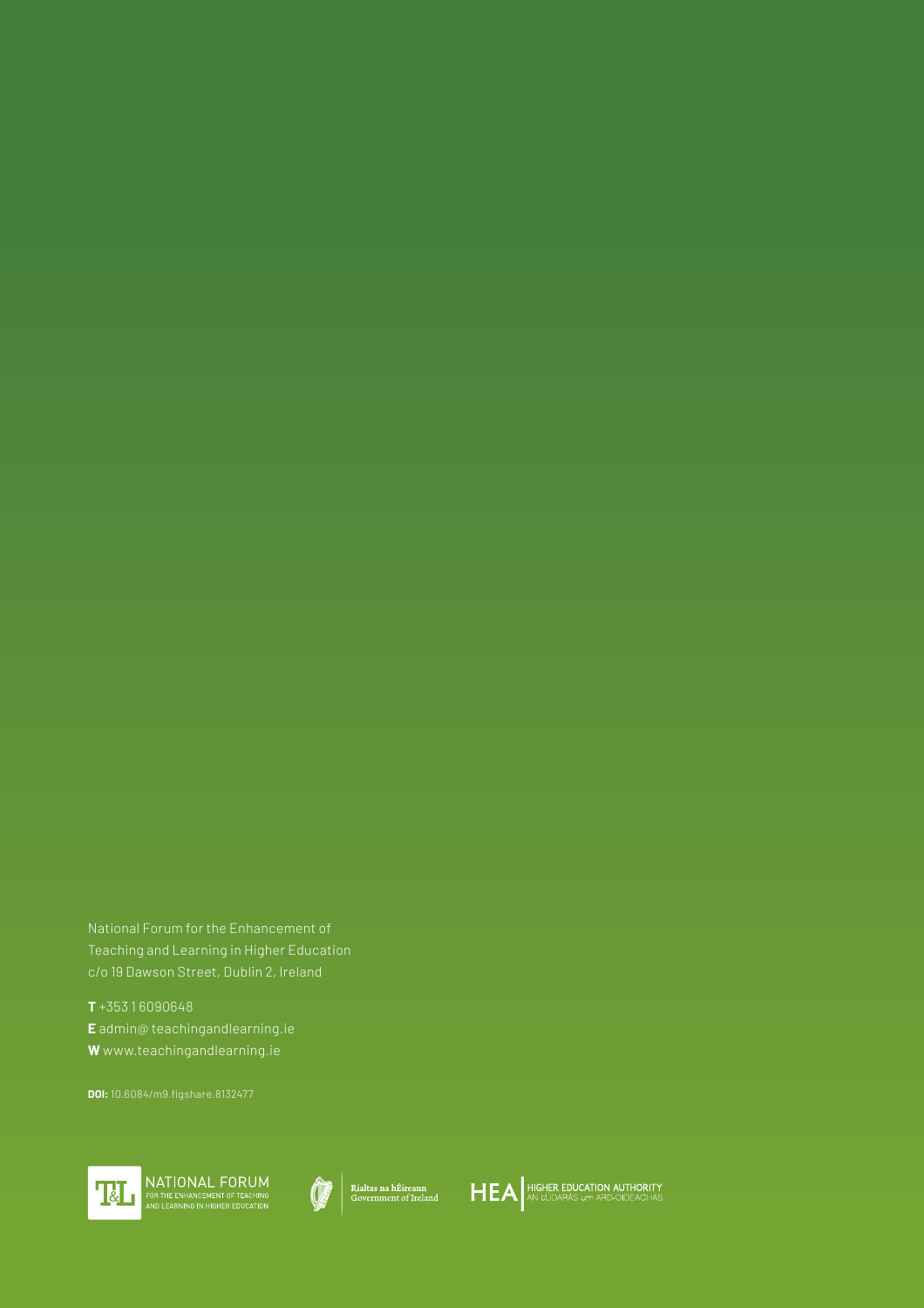National Forum for the Enhancement of
Teaching and Learning in Higher Education
c/o 19 Dawson Street, Dublin 2, Ireland

**T** +353 1 6090648
**E** admin@ teachingandlearning.ie
**W** www.teachingandlearning.ie

**DOI:** 10.6084/m9.figshare.8132477

NATIONAL FORUM FOR THE ENHANCEMENT OF TEACHING AND LEARNING IN HIGHER EDUCATION

Rialtas na hÉireann
Government of Ireland

HEA HIGHER EDUCATION AUTHORITY
AN tÚDARÁS um ARD-OIDEACHAS